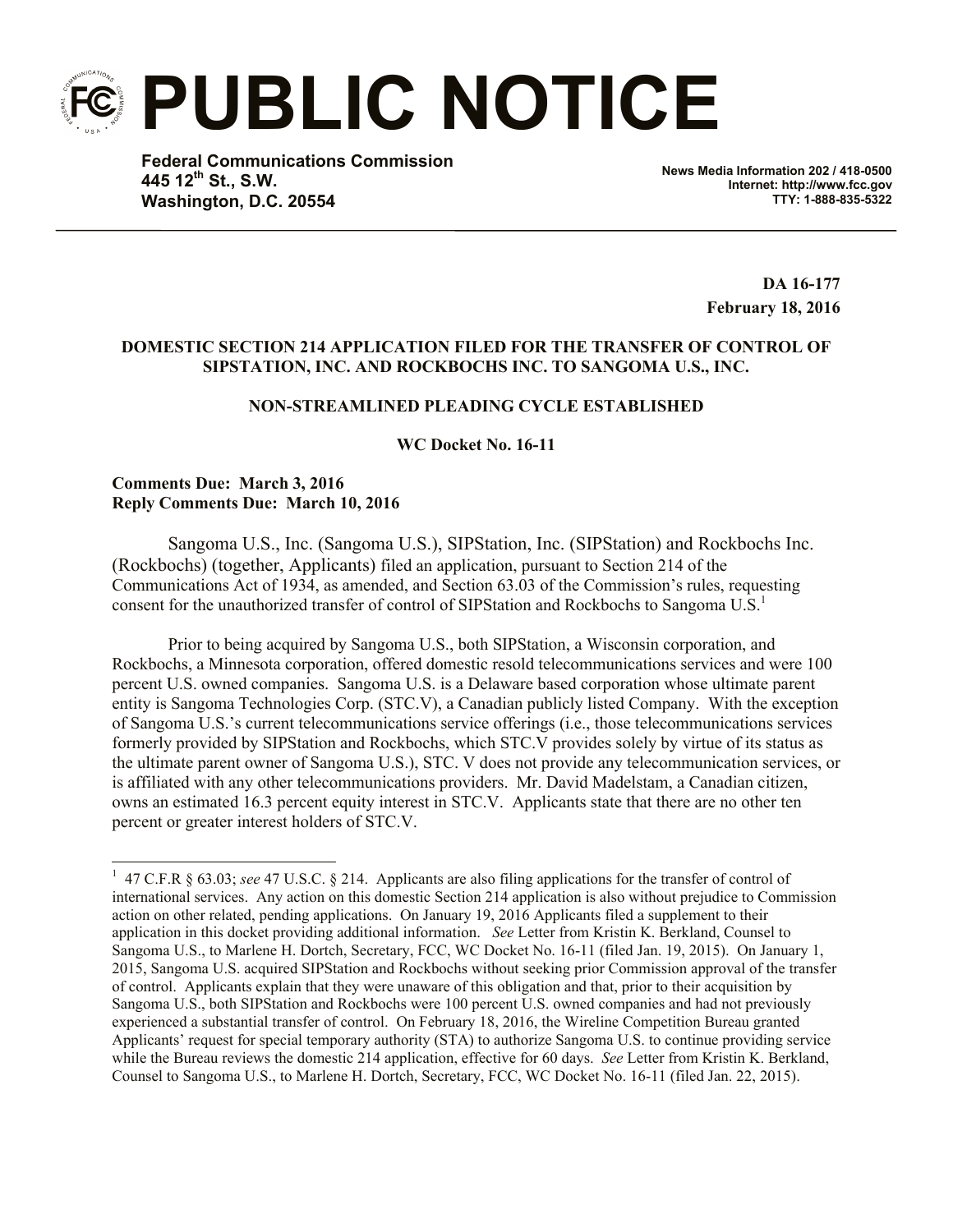# PUBLIC NOTICE

**Federal Communications Commission**
**445 12th St., S.W.**
**Washington, D.C. 20554**

**News Media Information 202 / 418-0500**
**Internet: http://www.fcc.gov**
**TTY: 1-888-835-5322**

**DA 16-177**
**February 18, 2016**

**DOMESTIC SECTION 214 APPLICATION FILED FOR THE TRANSFER OF CONTROL OF SIPSTATION, INC. AND ROCKBOCHS INC. TO SANGOMA U.S., INC.**

**NON-STREAMLINED PLEADING CYCLE ESTABLISHED**

**WC Docket No. 16-11**

**Comments Due: March 3, 2016**
**Reply Comments Due: March 10, 2016**

Sangoma U.S., Inc. (Sangoma U.S.), SIPStation, Inc. (SIPStation) and Rockbochs Inc. (Rockbochs) (together, Applicants) filed an application, pursuant to Section 214 of the Communications Act of 1934, as amended, and Section 63.03 of the Commission's rules, requesting consent for the unauthorized transfer of control of SIPStation and Rockbochs to Sangoma U.S.[1]

Prior to being acquired by Sangoma U.S., both SIPStation, a Wisconsin corporation, and Rockbochs, a Minnesota corporation, offered domestic resold telecommunications services and were 100 percent U.S. owned companies. Sangoma U.S. is a Delaware based corporation whose ultimate parent entity is Sangoma Technologies Corp. (STC.V), a Canadian publicly listed Company. With the exception of Sangoma U.S.'s current telecommunications service offerings (i.e., those telecommunications services formerly provided by SIPStation and Rockbochs, which STC.V provides solely by virtue of its status as the ultimate parent owner of Sangoma U.S.), STC. V does not provide any telecommunication services, or is affiliated with any other telecommunications providers. Mr. David Madelstam, a Canadian citizen, owns an estimated 16.3 percent equity interest in STC.V. Applicants state that there are no other ten percent or greater interest holders of STC.V.

---

[1] 47 C.F.R § 63.03; *see* 47 U.S.C. § 214. Applicants are also filing applications for the transfer of control of international services. Any action on this domestic Section 214 application is also without prejudice to Commission action on other related, pending applications. On January 19, 2016 Applicants filed a supplement to their application in this docket providing additional information. *See* Letter from Kristin K. Berkland, Counsel to Sangoma U.S., to Marlene H. Dortch, Secretary, FCC, WC Docket No. 16-11 (filed Jan. 19, 2015). On January 1, 2015, Sangoma U.S. acquired SIPStation and Rockbochs without seeking prior Commission approval of the transfer of control. Applicants explain that they were unaware of this obligation and that, prior to their acquisition by Sangoma U.S., both SIPStation and Rockbochs were 100 percent U.S. owned companies and had not previously experienced a substantial transfer of control. On February 18, 2016, the Wireline Competition Bureau granted Applicants' request for special temporary authority (STA) to authorize Sangoma U.S. to continue providing service while the Bureau reviews the domestic 214 application, effective for 60 days. *See* Letter from Kristin K. Berkland, Counsel to Sangoma U.S., to Marlene H. Dortch, Secretary, FCC, WC Docket No. 16-11 (filed Jan. 22, 2015).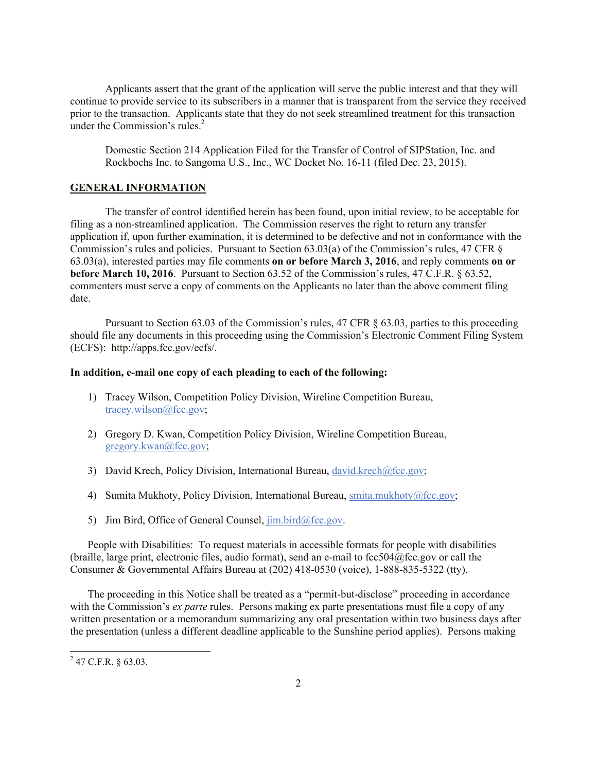Applicants assert that the grant of the application will serve the public interest and that they will continue to provide service to its subscribers in a manner that is transparent from the service they received prior to the transaction. Applicants state that they do not seek streamlined treatment for this transaction under the Commission's rules.[2]

Domestic Section 214 Application Filed for the Transfer of Control of SIPStation, Inc. and Rockbochs Inc. to Sangoma U.S., Inc., WC Docket No. 16-11 (filed Dec. 23, 2015).

## GENERAL INFORMATION

The transfer of control identified herein has been found, upon initial review, to be acceptable for filing as a non-streamlined application. The Commission reserves the right to return any transfer application if, upon further examination, it is determined to be defective and not in conformance with the Commission's rules and policies. Pursuant to Section 63.03(a) of the Commission's rules, 47 CFR § 63.03(a), interested parties may file comments **on or before March 3, 2016**, and reply comments **on or before March 10, 2016**. Pursuant to Section 63.52 of the Commission's rules, 47 C.F.R. § 63.52, commenters must serve a copy of comments on the Applicants no later than the above comment filing date.

Pursuant to Section 63.03 of the Commission's rules, 47 CFR § 63.03, parties to this proceeding should file any documents in this proceeding using the Commission's Electronic Comment Filing System (ECFS): http://apps.fcc.gov/ecfs/.

**In addition, e-mail one copy of each pleading to each of the following:**

1) Tracey Wilson, Competition Policy Division, Wireline Competition Bureau, tracey.wilson@fcc.gov;

2) Gregory D. Kwan, Competition Policy Division, Wireline Competition Bureau, gregory.kwan@fcc.gov;

3) David Krech, Policy Division, International Bureau, david.krech@fcc.gov;

4) Sumita Mukhoty, Policy Division, International Bureau, smita.mukhoty@fcc.gov;

5) Jim Bird, Office of General Counsel, jim.bird@fcc.gov.

People with Disabilities: To request materials in accessible formats for people with disabilities (braille, large print, electronic files, audio format), send an e-mail to fcc504@fcc.gov or call the Consumer & Governmental Affairs Bureau at (202) 418-0530 (voice), 1-888-835-5322 (tty).

The proceeding in this Notice shall be treated as a "permit-but-disclose" proceeding in accordance with the Commission's *ex parte* rules. Persons making ex parte presentations must file a copy of any written presentation or a memorandum summarizing any oral presentation within two business days after the presentation (unless a different deadline applicable to the Sunshine period applies). Persons making

---

[2] 47 C.F.R. § 63.03.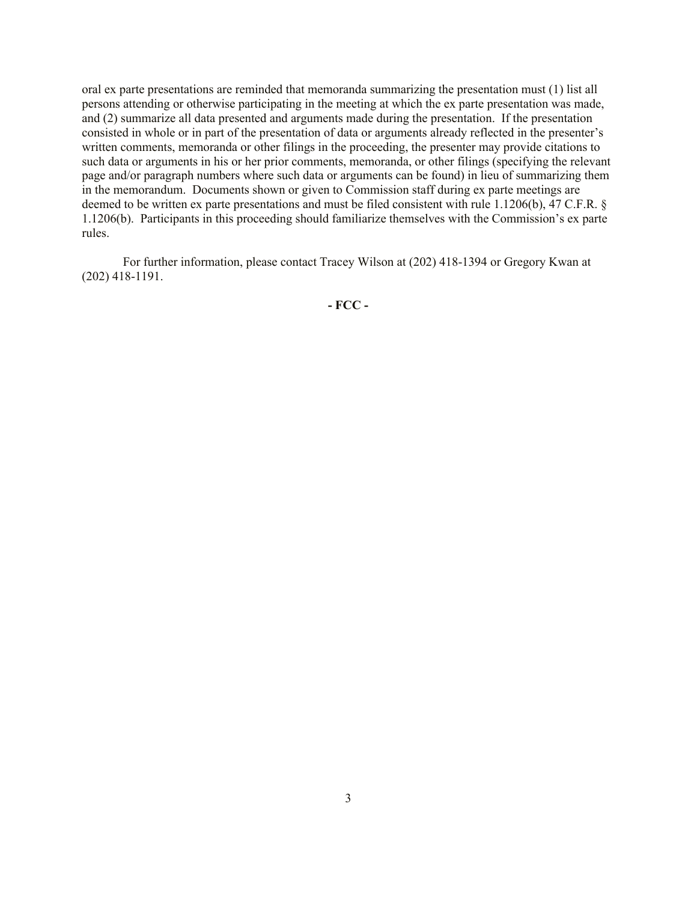oral ex parte presentations are reminded that memoranda summarizing the presentation must (1) list all persons attending or otherwise participating in the meeting at which the ex parte presentation was made, and (2) summarize all data presented and arguments made during the presentation. If the presentation consisted in whole or in part of the presentation of data or arguments already reflected in the presenter's written comments, memoranda or other filings in the proceeding, the presenter may provide citations to such data or arguments in his or her prior comments, memoranda, or other filings (specifying the relevant page and/or paragraph numbers where such data or arguments can be found) in lieu of summarizing them in the memorandum. Documents shown or given to Commission staff during ex parte meetings are deemed to be written ex parte presentations and must be filed consistent with rule 1.1206(b), 47 C.F.R. § 1.1206(b). Participants in this proceeding should familiarize themselves with the Commission's ex parte rules.

For further information, please contact Tracey Wilson at (202) 418-1394 or Gregory Kwan at (202) 418-1191.

**- FCC -**